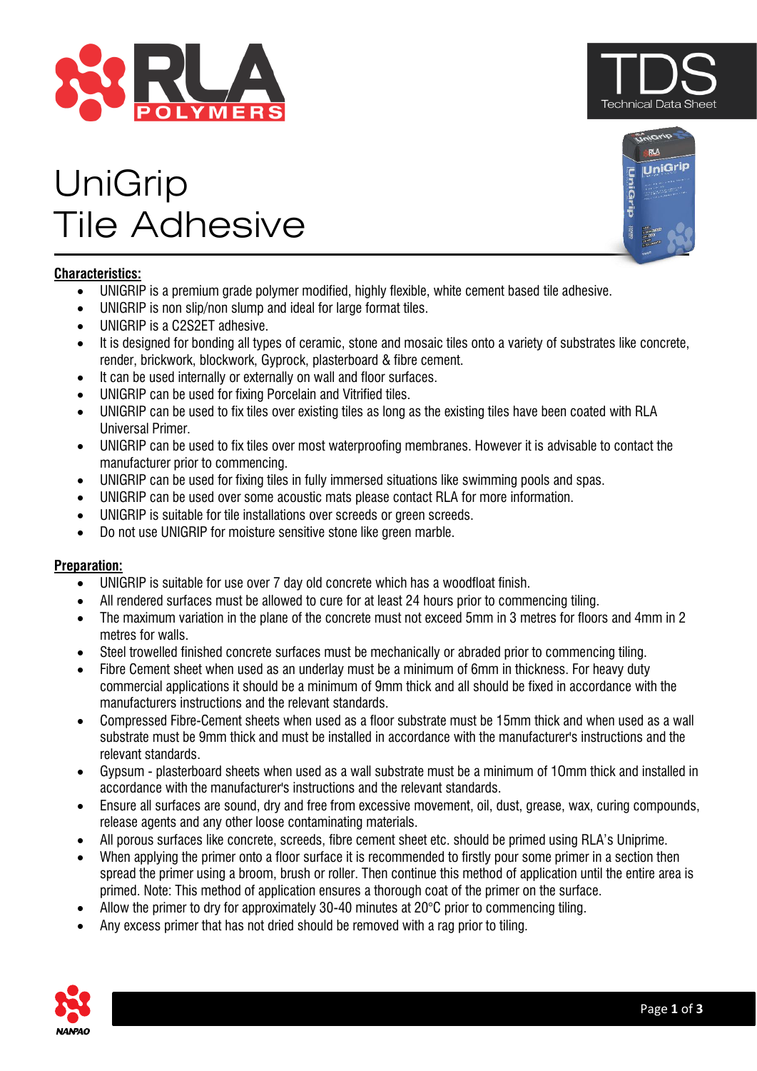# UniGrip Tile Adhesive

**Characteristics:**

- UNIGRIP is a premium grade polymer modified, highly flexible, white cement based tile adhesive.
- UNIGRIP is non slip/non slump and ideal for large format tiles.
- UNIGRIP is a C2S2ET adhesive.
- It is designed for bonding all types of ceramic, stone and mosaic tiles onto a variety of substrates like concrete, render, brickwork, blockwork, Gyprock, plasterboard & fibre cement.
- It can be used internally or externally on wall and floor surfaces.
- UNIGRIP can be used for fixing Porcelain and Vitrified tiles.
- UNIGRIP can be used to fix tiles over existing tiles as long as the existing tiles have been coated with RLA Universal Primer.
- UNIGRIP can be used to fix tiles over most waterproofing membranes. However it is advisable to contact the manufacturer prior to commencing.
- UNIGRIP can be used for fixing tiles in fully immersed situations like swimming pools and spas.
- UNIGRIP can be used over some acoustic mats please contact RLA for more information.
- UNIGRIP is suitable for tile installations over screeds or green screeds.
- Do not use UNIGRIP for moisture sensitive stone like green marble.

**Preparation:**

- UNIGRIP is suitable for use over 7 day old concrete which has a woodfloat finish.
- All rendered surfaces must be allowed to cure for at least 24 hours prior to commencing tiling.
- The maximum variation in the plane of the concrete must not exceed 5mm in 3 metres for floors and 4mm in 2 metres for walls.
- Steel trowelled finished concrete surfaces must be mechanically or abraded prior to commencing tiling.
- Fibre Cement sheet when used as an underlay must be a minimum of 6mm in thickness. For heavy duty commercial applications it should be a minimum of 9mm thick and all should be fixed in accordance with the manufacturers instructions and the relevant standards.
- Compressed Fibre-Cement sheets when used as a floor substrate must be 15mm thick and when used as a wall substrate must be 9mm thick and must be installed in accordance with the manufacturer's instructions and the relevant standards.
- Gypsum - plasterboard sheets when used as a wall substrate must be a minimum of 10mm thick and installed in accordance with the manufacturer's instructions and the relevant standards.
- Ensure all surfaces are sound, dry and free from excessive movement, oil, dust, grease, wax, curing compounds, release agents and any other loose contaminating materials.
- All porous surfaces like concrete, screeds, fibre cement sheet etc. should be primed using RLA's Uniprime.
- When applying the primer onto a floor surface it is recommended to firstly pour some primer in a section then spread the primer using a broom, brush or roller. Then continue this method of application until the entire area is primed. Note: This method of application ensures a thorough coat of the primer on the surface.
- Allow the primer to dry for approximately 30-40 minutes at 20°C prior to commencing tiling.
- Any excess primer that has not dried should be removed with a rag prior to tiling.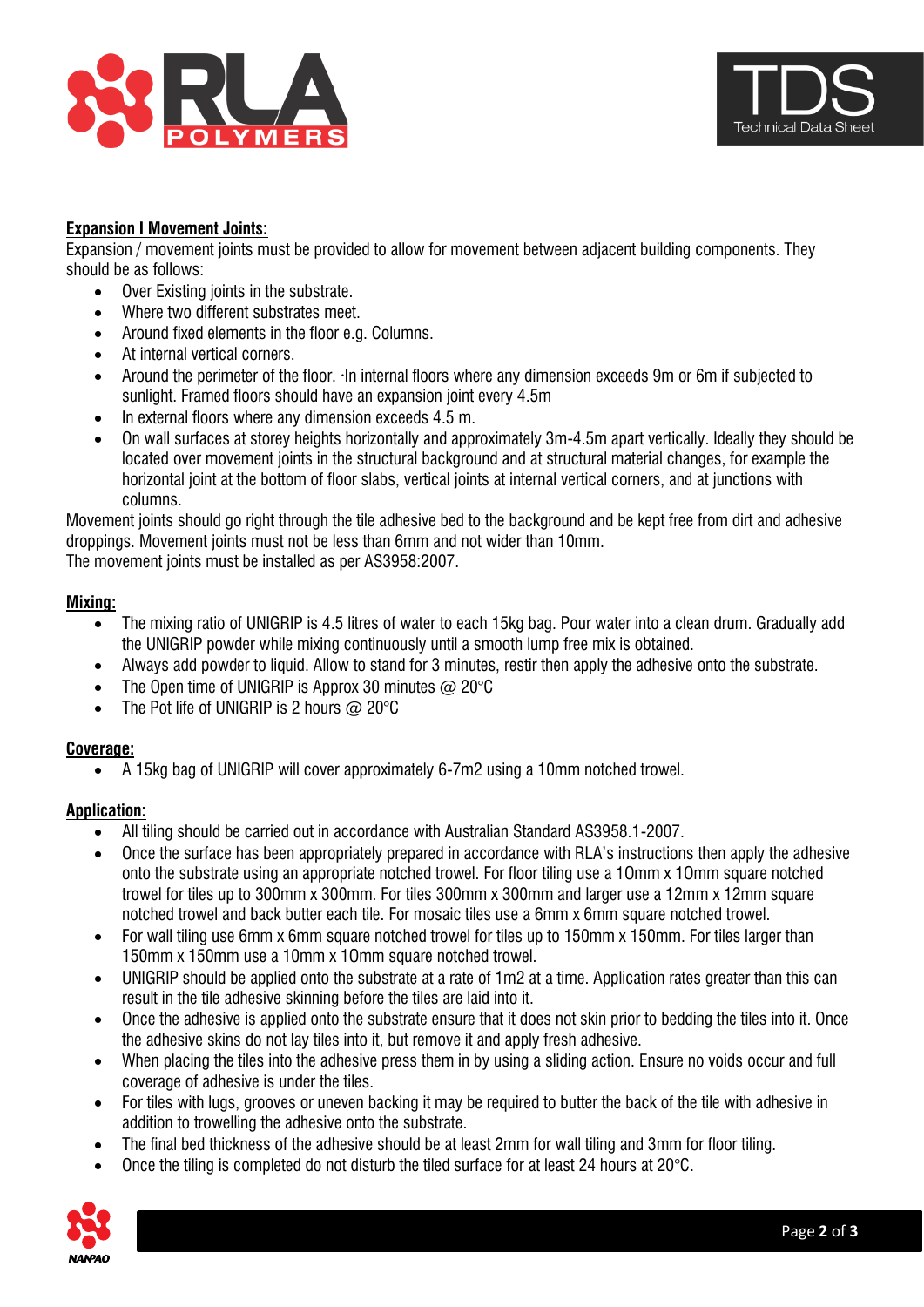**Expansion I Movement Joints:**

Expansion / movement joints must be provided to allow for movement between adjacent building components. They should be as follows:

- Over Existing joints in the substrate.
- Where two different substrates meet.
- Around fixed elements in the floor e.g. Columns.
- At internal vertical corners.
- Around the perimeter of the floor. ·In internal floors where any dimension exceeds 9m or 6m if subjected to sunlight. Framed floors should have an expansion joint every 4.5m
- In external floors where any dimension exceeds 4.5 m.
- On wall surfaces at storey heights horizontally and approximately 3m-4.5m apart vertically. Ideally they should be located over movement joints in the structural background and at structural material changes, for example the horizontal joint at the bottom of floor slabs, vertical joints at internal vertical corners, and at junctions with columns.

Movement joints should go right through the tile adhesive bed to the background and be kept free from dirt and adhesive droppings. Movement joints must not be less than 6mm and not wider than 10mm.
The movement joints must be installed as per AS3958:2007.

**Mixing:**

- The mixing ratio of UNIGRIP is 4.5 litres of water to each 15kg bag. Pour water into a clean drum. Gradually add the UNIGRIP powder while mixing continuously until a smooth lump free mix is obtained.
- Always add powder to liquid. Allow to stand for 3 minutes, restir then apply the adhesive onto the substrate.
- The Open time of UNIGRIP is Approx 30 minutes @ 20°C
- The Pot life of UNIGRIP is 2 hours @ 20°C

**Coverage:**

- A 15kg bag of UNIGRIP will cover approximately 6-7m2 using a 10mm notched trowel.

**Application:**

- All tiling should be carried out in accordance with Australian Standard AS3958.1-2007.
- Once the surface has been appropriately prepared in accordance with RLA's instructions then apply the adhesive onto the substrate using an appropriate notched trowel. For floor tiling use a 10mm x 10mm square notched trowel for tiles up to 300mm x 300mm. For tiles 300mm x 300mm and larger use a 12mm x 12mm square notched trowel and back butter each tile. For mosaic tiles use a 6mm x 6mm square notched trowel.
- For wall tiling use 6mm x 6mm square notched trowel for tiles up to 150mm x 150mm. For tiles larger than 150mm x 150mm use a 10mm x 10mm square notched trowel.
- UNIGRIP should be applied onto the substrate at a rate of 1m2 at a time. Application rates greater than this can result in the tile adhesive skinning before the tiles are laid into it.
- Once the adhesive is applied onto the substrate ensure that it does not skin prior to bedding the tiles into it. Once the adhesive skins do not lay tiles into it, but remove it and apply fresh adhesive.
- When placing the tiles into the adhesive press them in by using a sliding action. Ensure no voids occur and full coverage of adhesive is under the tiles.
- For tiles with lugs, grooves or uneven backing it may be required to butter the back of the tile with adhesive in addition to trowelling the adhesive onto the substrate.
- The final bed thickness of the adhesive should be at least 2mm for wall tiling and 3mm for floor tiling.
- Once the tiling is completed do not disturb the tiled surface for at least 24 hours at 20°C.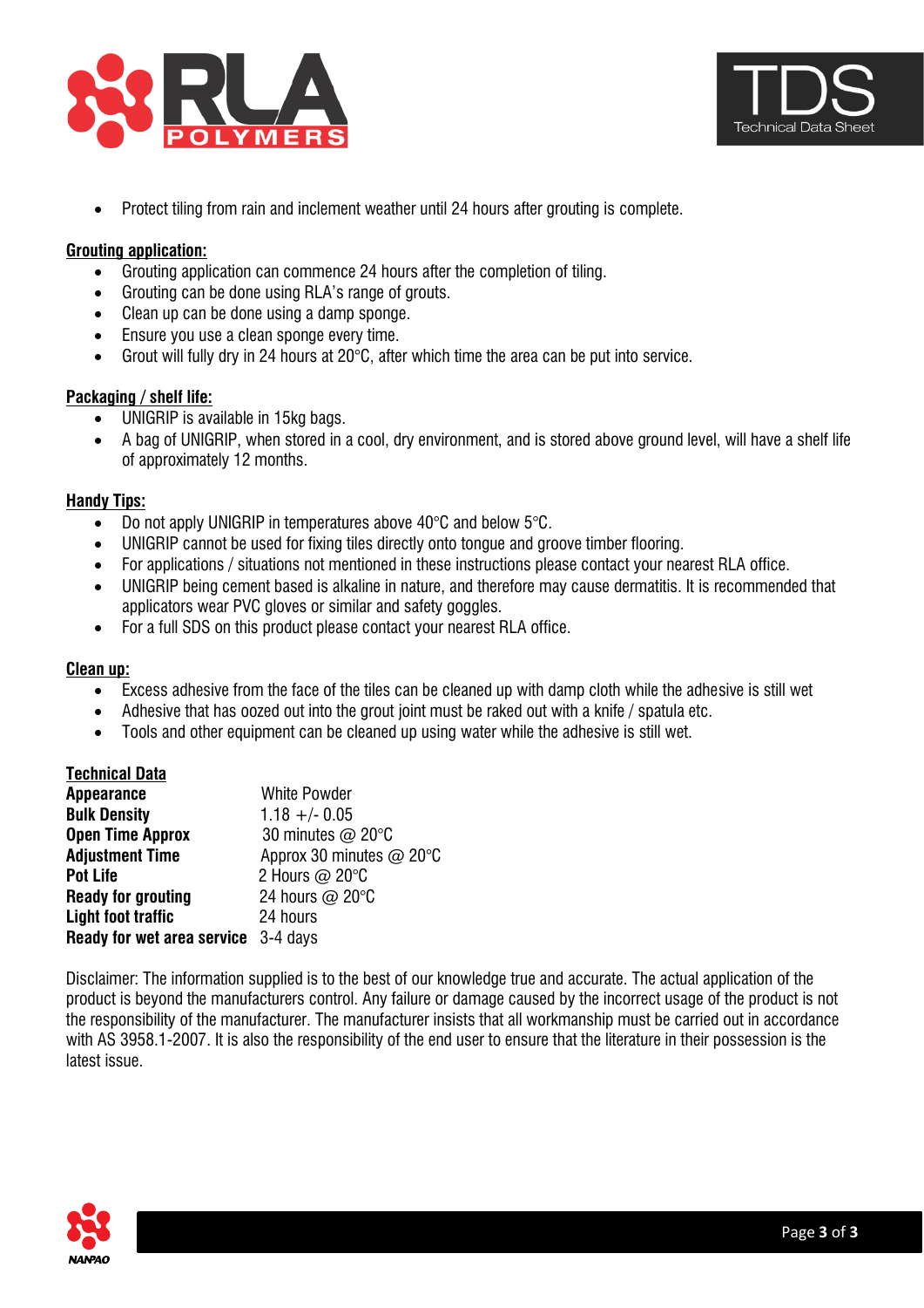- Protect tiling from rain and inclement weather until 24 hours after grouting is complete.

**Grouting application:**

- Grouting application can commence 24 hours after the completion of tiling.
- Grouting can be done using RLA's range of grouts.
- Clean up can be done using a damp sponge.
- Ensure you use a clean sponge every time.
- Grout will fully dry in 24 hours at 20°C, after which time the area can be put into service.

**Packaging / shelf life:**

- UNIGRIP is available in 15kg bags.
- A bag of UNIGRIP, when stored in a cool, dry environment, and is stored above ground level, will have a shelf life of approximately 12 months.

**Handy Tips:**

- Do not apply UNIGRIP in temperatures above 40°C and below 5°C.
- UNIGRIP cannot be used for fixing tiles directly onto tongue and groove timber flooring.
- For applications / situations not mentioned in these instructions please contact your nearest RLA office.
- UNIGRIP being cement based is alkaline in nature, and therefore may cause dermatitis. It is recommended that applicators wear PVC gloves or similar and safety goggles.
- For a full SDS on this product please contact your nearest RLA office.

**Clean up:**

- Excess adhesive from the face of the tiles can be cleaned up with damp cloth while the adhesive is still wet
- Adhesive that has oozed out into the grout joint must be raked out with a knife / spatula etc.
- Tools and other equipment can be cleaned up using water while the adhesive is still wet.

**Technical Data**

| | |
|---|---|
| **Appearance** | White Powder |
| **Bulk Density** | 1.18 +/- 0.05 |
| **Open Time Approx** | 30 minutes @ 20°C |
| **Adjustment Time** | Approx 30 minutes @ 20°C |
| **Pot Life** | 2 Hours @ 20°C |
| **Ready for grouting** | 24 hours @ 20°C |
| **Light foot traffic** | 24 hours |
| **Ready for wet area service** | 3-4 days |

Disclaimer: The information supplied is to the best of our knowledge true and accurate. The actual application of the product is beyond the manufacturers control. Any failure or damage caused by the incorrect usage of the product is not the responsibility of the manufacturer. The manufacturer insists that all workmanship must be carried out in accordance with AS 3958.1-2007. It is also the responsibility of the end user to ensure that the literature in their possession is the latest issue.